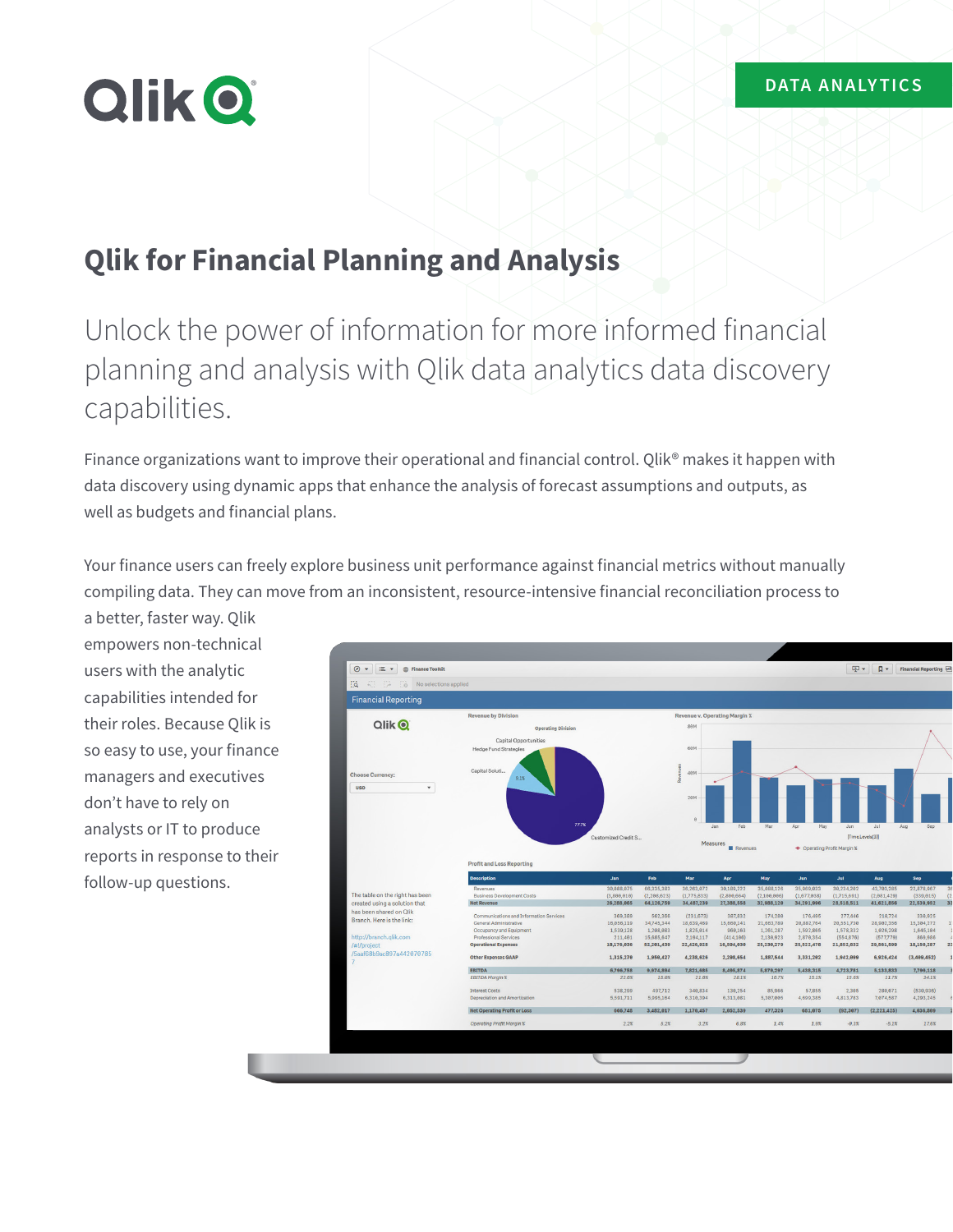DATA ANALYTICS

# Qlik for Financial Planning and Analysis

## Unlock the power of information for more informed financial planning and analysis with Qlik data analytics data discovery capabilities.

Finance organizations want to improve their operational and financial control. Qlik® makes it happen with data discovery using dynamic apps that enhance the analysis of forecast assumptions and outputs, as well as budgets and financial plans.

Your finance users can freely explore business unit performance against financial metrics without manually compiling data. They can move from an inconsistent, resource-intensive financial reconciliation process to a better, faster way. Qlik empowers non-technical users with the analytic capabilities intended for their roles. Because Qlik is so easy to use, your finance managers and executives don't have to rely on analysts or IT to produce reports in response to their follow-up questions.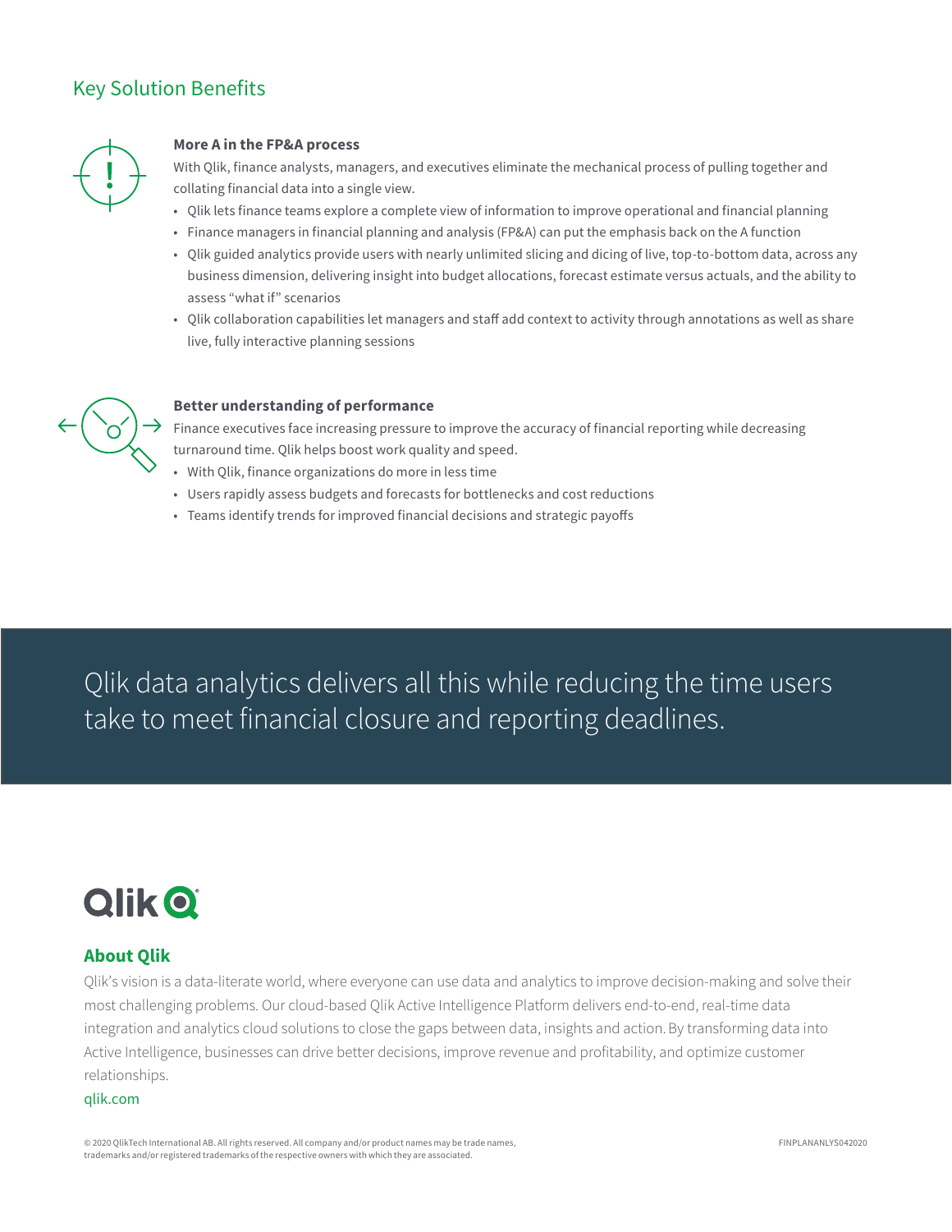## Key Solution Benefits

**More A in the FP&A process**

With Qlik, finance analysts, managers, and executives eliminate the mechanical process of pulling together and collating financial data into a single view.

- Qlik lets finance teams explore a complete view of information to improve operational and financial planning
- Finance managers in financial planning and analysis (FP&A) can put the emphasis back on the A function
- Qlik guided analytics provide users with nearly unlimited slicing and dicing of live, top-to-bottom data, across any business dimension, delivering insight into budget allocations, forecast estimate versus actuals, and the ability to assess "what if" scenarios
- Qlik collaboration capabilities let managers and staff add context to activity through annotations as well as share live, fully interactive planning sessions

**Better understanding of performance**

Finance executives face increasing pressure to improve the accuracy of financial reporting while decreasing turnaround time. Qlik helps boost work quality and speed.

- With Qlik, finance organizations do more in less time
- Users rapidly assess budgets and forecasts for bottlenecks and cost reductions
- Teams identify trends for improved financial decisions and strategic payoffs

Qlik data analytics delivers all this while reducing the time users take to meet financial closure and reporting deadlines.

Qlik

**About Qlik**

Qlik's vision is a data-literate world, where everyone can use data and analytics to improve decision-making and solve their most challenging problems. Our cloud-based Qlik Active Intelligence Platform delivers end-to-end, real-time data integration and analytics cloud solutions to close the gaps between data, insights and action. By transforming data into Active Intelligence, businesses can drive better decisions, improve revenue and profitability, and optimize customer relationships.

qlik.com

© 2020 QlikTech International AB. All rights reserved. All company and/or product names may be trade names, trademarks and/or registered trademarks of the respective owners with which they are associated.

FINPLANANLYS042020